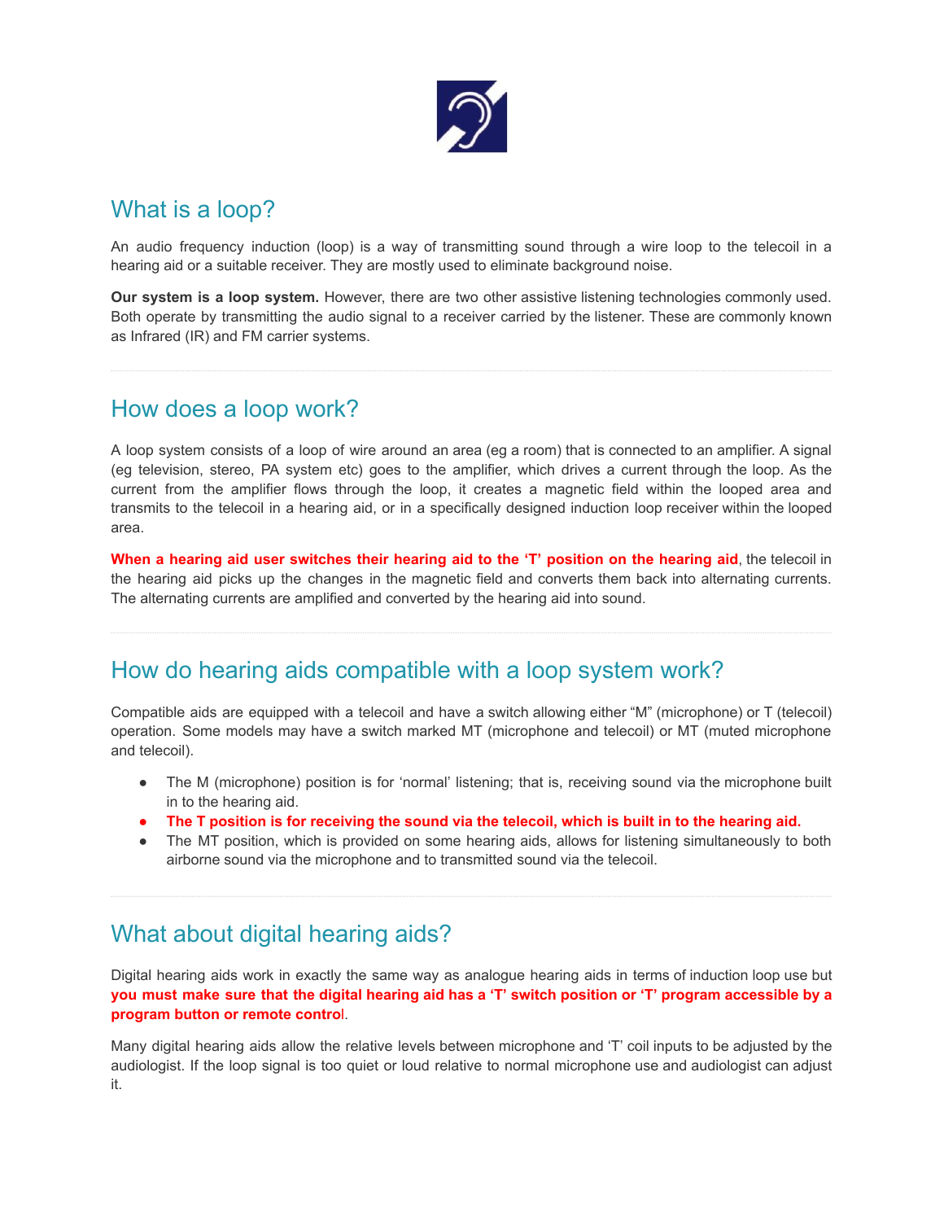## What is a loop?

An audio frequency induction (loop) is a way of transmitting sound through a wire loop to the telecoil in a hearing aid or a suitable receiver. They are mostly used to eliminate background noise.

**Our system is a loop system.** However, there are two other assistive listening technologies commonly used. Both operate by transmitting the audio signal to a receiver carried by the listener. These are commonly known as Infrared (IR) and FM carrier systems.

---

## How does a loop work?

A loop system consists of a loop of wire around an area (eg a room) that is connected to an amplifier. A signal (eg television, stereo, PA system etc) goes to the amplifier, which drives a current through the loop. As the current from the amplifier flows through the loop, it creates a magnetic field within the looped area and transmits to the telecoil in a hearing aid, or in a specifically designed induction loop receiver within the looped area.

**When a hearing aid user switches their hearing aid to the 'T' position on the hearing aid**, the telecoil in the hearing aid picks up the changes in the magnetic field and converts them back into alternating currents. The alternating currents are amplified and converted by the hearing aid into sound.

---

## How do hearing aids compatible with a loop system work?

Compatible aids are equipped with a telecoil and have a switch allowing either "M" (microphone) or T (telecoil) operation. Some models may have a switch marked MT (microphone and telecoil) or MT (muted microphone and telecoil).

- The M (microphone) position is for 'normal' listening; that is, receiving sound via the microphone built in to the hearing aid.
- **The T position is for receiving the sound via the telecoil, which is built in to the hearing aid.**
- The MT position, which is provided on some hearing aids, allows for listening simultaneously to both airborne sound via the microphone and to transmitted sound via the telecoil.

---

## What about digital hearing aids?

Digital hearing aids work in exactly the same way as analogue hearing aids in terms of induction loop use but **you must make sure that the digital hearing aid has a 'T' switch position or 'T' program accessible by a program button or remote control**.

Many digital hearing aids allow the relative levels between microphone and 'T' coil inputs to be adjusted by the audiologist. If the loop signal is too quiet or loud relative to normal microphone use and audiologist can adjust it.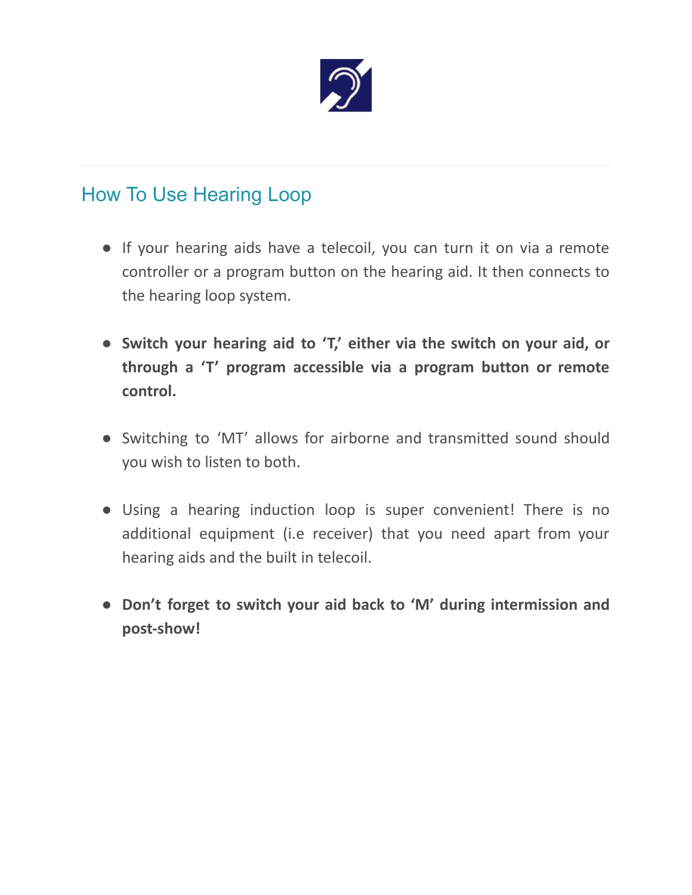## How To Use Hearing Loop

- If your hearing aids have a telecoil, you can turn it on via a remote controller or a program button on the hearing aid. It then connects to the hearing loop system.
- **Switch your hearing aid to 'T,' either via the switch on your aid, or through a 'T' program accessible via a program button or remote control.**
- Switching to 'MT' allows for airborne and transmitted sound should you wish to listen to both.
- Using a hearing induction loop is super convenient! There is no additional equipment (i.e receiver) that you need apart from your hearing aids and the built in telecoil.
- **Don't forget to switch your aid back to 'M' during intermission and post-show!**